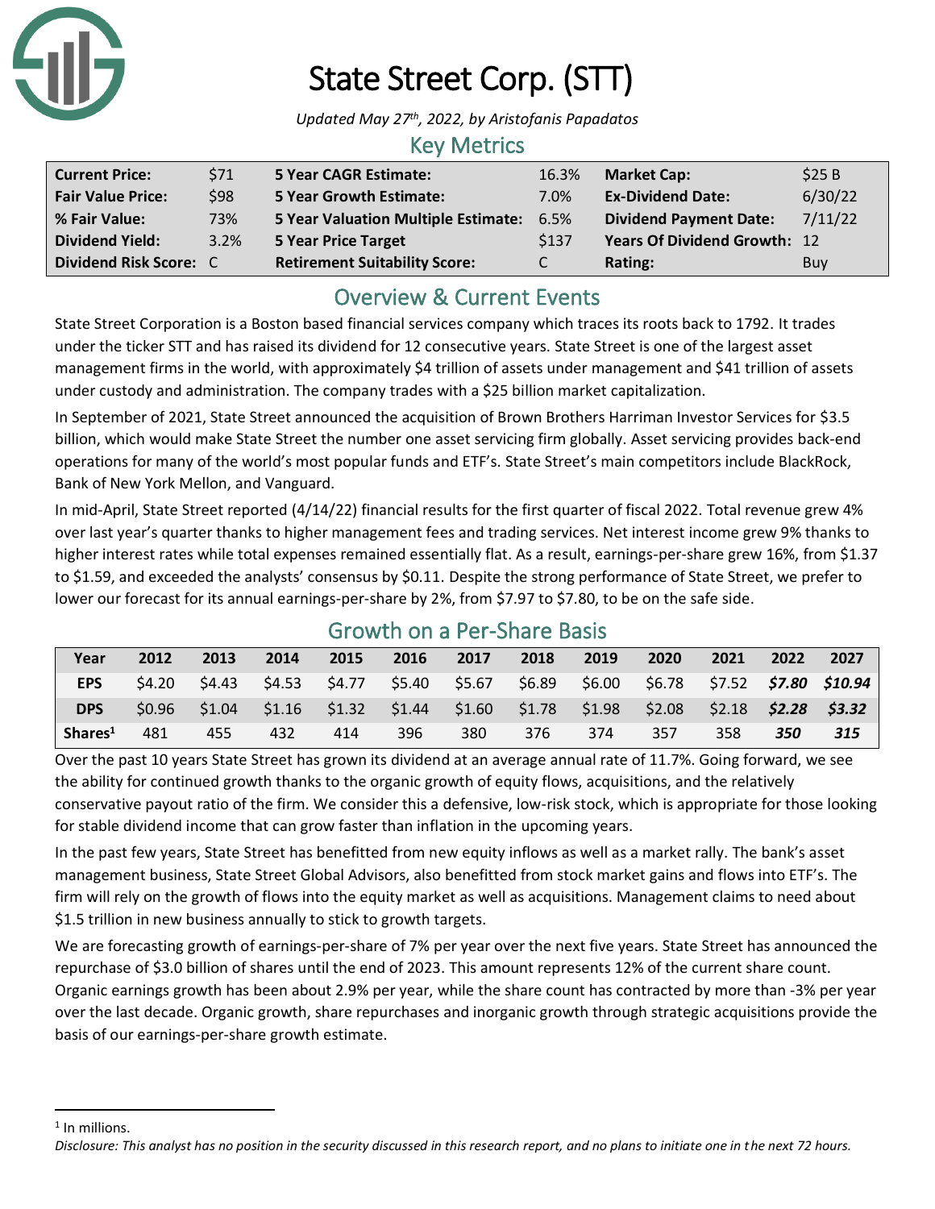# State Street Corp. (STT)

*Updated May 27th, 2022, by Aristofanis Papadatos*

## Key Metrics

| | | | | | |
|---|---|---|---|---|---|
| **Current Price:** | $71 | **5 Year CAGR Estimate:** | 16.3% | **Market Cap:** | $25 B |
| **Fair Value Price:** | $98 | **5 Year Growth Estimate:** | 7.0% | **Ex-Dividend Date:** | 6/30/22 |
| **% Fair Value:** | 73% | **5 Year Valuation Multiple Estimate:** | 6.5% | **Dividend Payment Date:** | 7/11/22 |
| **Dividend Yield:** | 3.2% | **5 Year Price Target** | $137 | **Years Of Dividend Growth:** | 12 |
| **Dividend Risk Score:** | C | **Retirement Suitability Score:** | C | **Rating:** | Buy |

## Overview & Current Events

State Street Corporation is a Boston based financial services company which traces its roots back to 1792. It trades under the ticker STT and has raised its dividend for 12 consecutive years. State Street is one of the largest asset management firms in the world, with approximately $4 trillion of assets under management and $41 trillion of assets under custody and administration. The company trades with a $25 billion market capitalization.

In September of 2021, State Street announced the acquisition of Brown Brothers Harriman Investor Services for $3.5 billion, which would make State Street the number one asset servicing firm globally. Asset servicing provides back-end operations for many of the world's most popular funds and ETF's. State Street's main competitors include BlackRock, Bank of New York Mellon, and Vanguard.

In mid-April, State Street reported (4/14/22) financial results for the first quarter of fiscal 2022. Total revenue grew 4% over last year's quarter thanks to higher management fees and trading services. Net interest income grew 9% thanks to higher interest rates while total expenses remained essentially flat. As a result, earnings-per-share grew 16%, from $1.37 to $1.59, and exceeded the analysts' consensus by $0.11. Despite the strong performance of State Street, we prefer to lower our forecast for its annual earnings-per-share by 2%, from $7.97 to $7.80, to be on the safe side.

## Growth on a Per-Share Basis

| Year | 2012 | 2013 | 2014 | 2015 | 2016 | 2017 | 2018 | 2019 | 2020 | 2021 | 2022 | 2027 |
|---|---|---|---|---|---|---|---|---|---|---|---|---|
| **EPS** | $4.20 | $4.43 | $4.53 | $4.77 | $5.40 | $5.67 | $6.89 | $6.00 | $6.78 | $7.52 | ***$7.80*** | ***$10.94*** |
| **DPS** | $0.96 | $1.04 | $1.16 | $1.32 | $1.44 | $1.60 | $1.78 | $1.98 | $2.08 | $2.18 | ***$2.28*** | ***$3.32*** |
| **Shares[1]** | 481 | 455 | 432 | 414 | 396 | 380 | 376 | 374 | 357 | 358 | ***350*** | ***315*** |

Over the past 10 years State Street has grown its dividend at an average annual rate of 11.7%. Going forward, we see the ability for continued growth thanks to the organic growth of equity flows, acquisitions, and the relatively conservative payout ratio of the firm. We consider this a defensive, low-risk stock, which is appropriate for those looking for stable dividend income that can grow faster than inflation in the upcoming years.

In the past few years, State Street has benefitted from new equity inflows as well as a market rally. The bank's asset management business, State Street Global Advisors, also benefitted from stock market gains and flows into ETF's. The firm will rely on the growth of flows into the equity market as well as acquisitions. Management claims to need about $1.5 trillion in new business annually to stick to growth targets.

We are forecasting growth of earnings-per-share of 7% per year over the next five years. State Street has announced the repurchase of $3.0 billion of shares until the end of 2023. This amount represents 12% of the current share count. Organic earnings growth has been about 2.9% per year, while the share count has contracted by more than -3% per year over the last decade. Organic growth, share repurchases and inorganic growth through strategic acquisitions provide the basis of our earnings-per-share growth estimate.

[1] In millions.

*Disclosure: This analyst has no position in the security discussed in this research report, and no plans to initiate one in the next 72 hours.*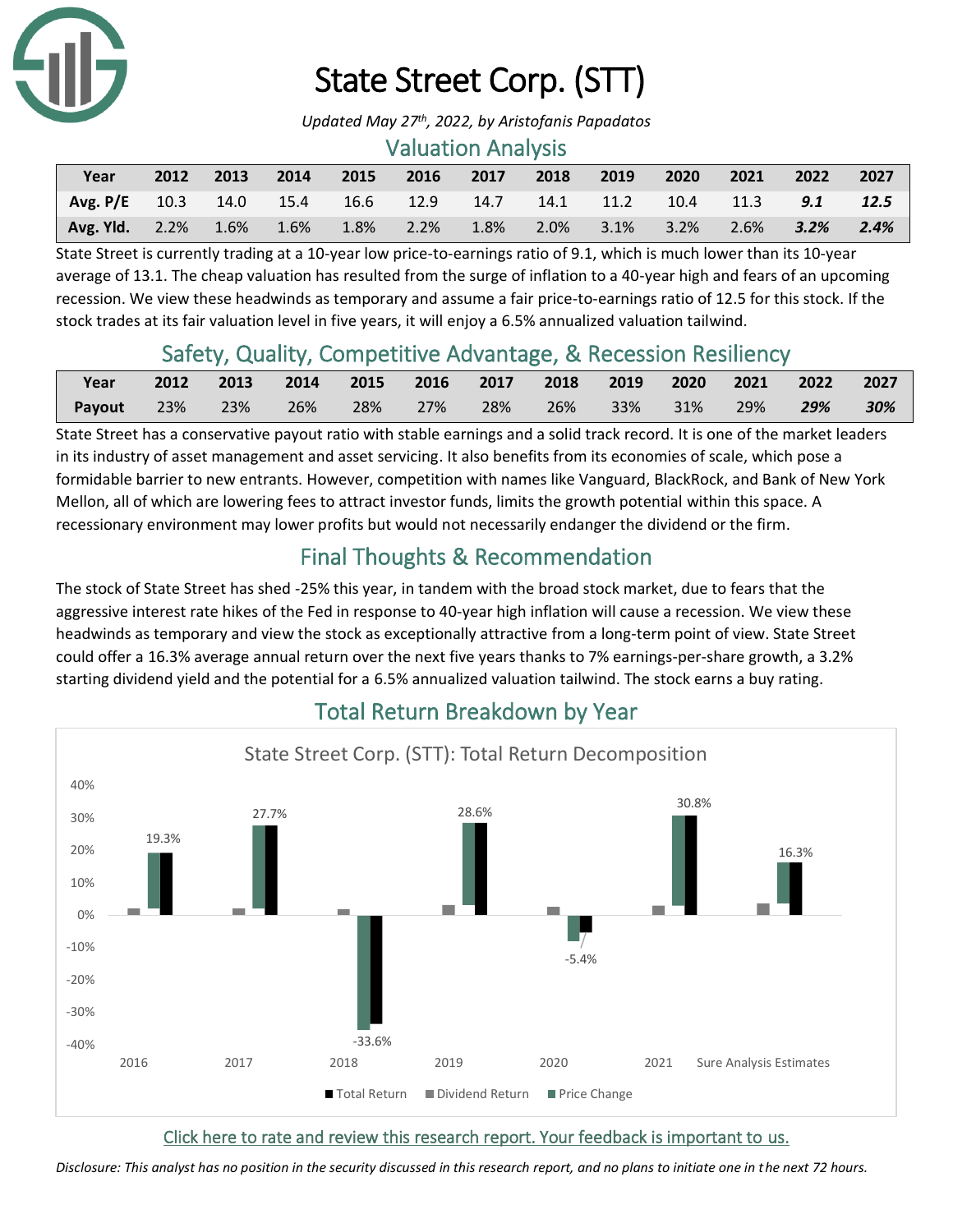# State Street Corp. (STT)

*Updated May 27th, 2022, by Aristofanis Papadatos*

## Valuation Analysis

| Year | 2012 | 2013 | 2014 | 2015 | 2016 | 2017 | 2018 | 2019 | 2020 | 2021 | 2022 | 2027 |
|---|---|---|---|---|---|---|---|---|---|---|---|---|
| **Avg. P/E** | 10.3 | 14.0 | 15.4 | 16.6 | 12.9 | 14.7 | 14.1 | 11.2 | 10.4 | 11.3 | ***9.1*** | ***12.5*** |
| **Avg. Yld.** | 2.2% | 1.6% | 1.6% | 1.8% | 2.2% | 1.8% | 2.0% | 3.1% | 3.2% | 2.6% | ***3.2%*** | ***2.4%*** |

State Street is currently trading at a 10-year low price-to-earnings ratio of 9.1, which is much lower than its 10-year average of 13.1. The cheap valuation has resulted from the surge of inflation to a 40-year high and fears of an upcoming recession. We view these headwinds as temporary and assume a fair price-to-earnings ratio of 12.5 for this stock. If the stock trades at its fair valuation level in five years, it will enjoy a 6.5% annualized valuation tailwind.

## Safety, Quality, Competitive Advantage, & Recession Resiliency

| Year | 2012 | 2013 | 2014 | 2015 | 2016 | 2017 | 2018 | 2019 | 2020 | 2021 | 2022 | 2027 |
|---|---|---|---|---|---|---|---|---|---|---|---|---|
| **Payout** | 23% | 23% | 26% | 28% | 27% | 28% | 26% | 33% | 31% | 29% | ***29%*** | ***30%*** |

State Street has a conservative payout ratio with stable earnings and a solid track record. It is one of the market leaders in its industry of asset management and asset servicing. It also benefits from its economies of scale, which pose a formidable barrier to new entrants. However, competition with names like Vanguard, BlackRock, and Bank of New York Mellon, all of which are lowering fees to attract investor funds, limits the growth potential within this space. A recessionary environment may lower profits but would not necessarily endanger the dividend or the firm.

## Final Thoughts & Recommendation

The stock of State Street has shed -25% this year, in tandem with the broad stock market, due to fears that the aggressive interest rate hikes of the Fed in response to 40-year high inflation will cause a recession. We view these headwinds as temporary and view the stock as exceptionally attractive from a long-term point of view. State Street could offer a 16.3% average annual return over the next five years thanks to 7% earnings-per-share growth, a 3.2% starting dividend yield and the potential for a 6.5% annualized valuation tailwind. The stock earns a buy rating.

## Total Return Breakdown by Year

State Street Corp. (STT): Total Return Decomposition

| Year | Total Return |
|---|---|
| 2016 | 19.3% |
| 2017 | 27.7% |
| 2018 | -33.6% |
| 2019 | 28.6% |
| 2020 | -5.4% |
| 2021 | 30.8% |
| Sure Analysis Estimates | 16.3% |

Total Return | Dividend Return | Price Change

Click here to rate and review this research report. Your feedback is important to us.

*Disclosure: This analyst has no position in the security discussed in this research report, and no plans to initiate one in the next 72 hours.*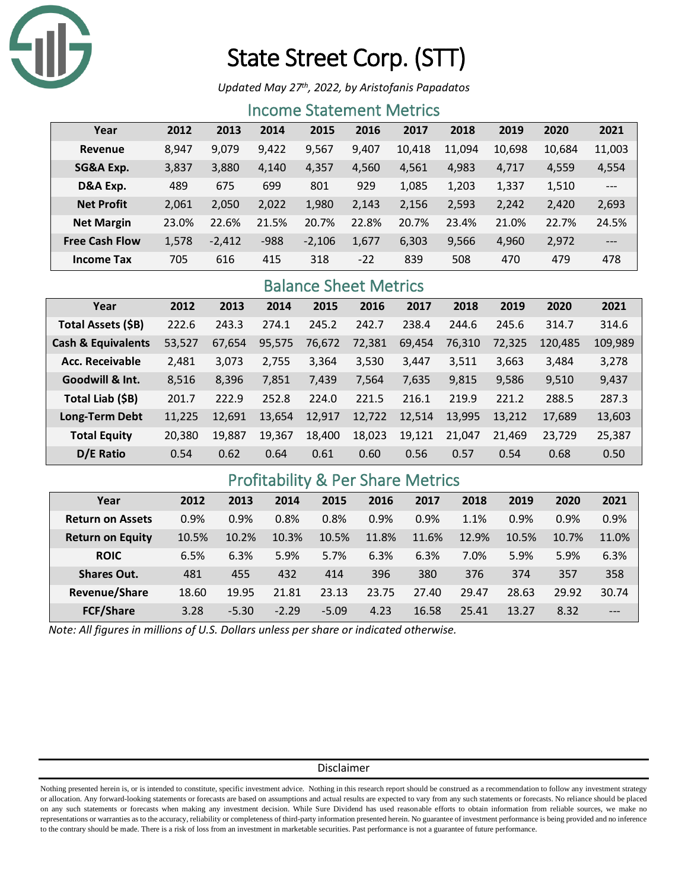# State Street Corp. (STT)

*Updated May 27th, 2022, by Aristofanis Papadatos*

## Income Statement Metrics

| Year | 2012 | 2013 | 2014 | 2015 | 2016 | 2017 | 2018 | 2019 | 2020 | 2021 |
|---|---|---|---|---|---|---|---|---|---|---|
| **Revenue** | 8,947 | 9,079 | 9,422 | 9,567 | 9,407 | 10,418 | 11,094 | 10,698 | 10,684 | 11,003 |
| **SG&A Exp.** | 3,837 | 3,880 | 4,140 | 4,357 | 4,560 | 4,561 | 4,983 | 4,717 | 4,559 | 4,554 |
| **D&A Exp.** | 489 | 675 | 699 | 801 | 929 | 1,085 | 1,203 | 1,337 | 1,510 | --- |
| **Net Profit** | 2,061 | 2,050 | 2,022 | 1,980 | 2,143 | 2,156 | 2,593 | 2,242 | 2,420 | 2,693 |
| **Net Margin** | 23.0% | 22.6% | 21.5% | 20.7% | 22.8% | 20.7% | 23.4% | 21.0% | 22.7% | 24.5% |
| **Free Cash Flow** | 1,578 | -2,412 | -988 | -2,106 | 1,677 | 6,303 | 9,566 | 4,960 | 2,972 | --- |
| **Income Tax** | 705 | 616 | 415 | 318 | -22 | 839 | 508 | 470 | 479 | 478 |

## Balance Sheet Metrics

| Year | 2012 | 2013 | 2014 | 2015 | 2016 | 2017 | 2018 | 2019 | 2020 | 2021 |
|---|---|---|---|---|---|---|---|---|---|---|
| **Total Assets ($B)** | 222.6 | 243.3 | 274.1 | 245.2 | 242.7 | 238.4 | 244.6 | 245.6 | 314.7 | 314.6 |
| **Cash & Equivalents** | 53,527 | 67,654 | 95,575 | 76,672 | 72,381 | 69,454 | 76,310 | 72,325 | 120,485 | 109,989 |
| **Acc. Receivable** | 2,481 | 3,073 | 2,755 | 3,364 | 3,530 | 3,447 | 3,511 | 3,663 | 3,484 | 3,278 |
| **Goodwill & Int.** | 8,516 | 8,396 | 7,851 | 7,439 | 7,564 | 7,635 | 9,815 | 9,586 | 9,510 | 9,437 |
| **Total Liab ($B)** | 201.7 | 222.9 | 252.8 | 224.0 | 221.5 | 216.1 | 219.9 | 221.2 | 288.5 | 287.3 |
| **Long-Term Debt** | 11,225 | 12,691 | 13,654 | 12,917 | 12,722 | 12,514 | 13,995 | 13,212 | 17,689 | 13,603 |
| **Total Equity** | 20,380 | 19,887 | 19,367 | 18,400 | 18,023 | 19,121 | 21,047 | 21,469 | 23,729 | 25,387 |
| **D/E Ratio** | 0.54 | 0.62 | 0.64 | 0.61 | 0.60 | 0.56 | 0.57 | 0.54 | 0.68 | 0.50 |

## Profitability & Per Share Metrics

| Year | 2012 | 2013 | 2014 | 2015 | 2016 | 2017 | 2018 | 2019 | 2020 | 2021 |
|---|---|---|---|---|---|---|---|---|---|---|
| **Return on Assets** | 0.9% | 0.9% | 0.8% | 0.8% | 0.9% | 0.9% | 1.1% | 0.9% | 0.9% | 0.9% |
| **Return on Equity** | 10.5% | 10.2% | 10.3% | 10.5% | 11.8% | 11.6% | 12.9% | 10.5% | 10.7% | 11.0% |
| **ROIC** | 6.5% | 6.3% | 5.9% | 5.7% | 6.3% | 6.3% | 7.0% | 5.9% | 5.9% | 6.3% |
| **Shares Out.** | 481 | 455 | 432 | 414 | 396 | 380 | 376 | 374 | 357 | 358 |
| **Revenue/Share** | 18.60 | 19.95 | 21.81 | 23.13 | 23.75 | 27.40 | 29.47 | 28.63 | 29.92 | 30.74 |
| **FCF/Share** | 3.28 | -5.30 | -2.29 | -5.09 | 4.23 | 16.58 | 25.41 | 13.27 | 8.32 | --- |

*Note: All figures in millions of U.S. Dollars unless per share or indicated otherwise.*

Disclaimer

Nothing presented herein is, or is intended to constitute, specific investment advice. Nothing in this research report should be construed as a recommendation to follow any investment strategy or allocation. Any forward-looking statements or forecasts are based on assumptions and actual results are expected to vary from any such statements or forecasts. No reliance should be placed on any such statements or forecasts when making any investment decision. While Sure Dividend has used reasonable efforts to obtain information from reliable sources, we make no representations or warranties as to the accuracy, reliability or completeness of third-party information presented herein. No guarantee of investment performance is being provided and no inference to the contrary should be made. There is a risk of loss from an investment in marketable securities. Past performance is not a guarantee of future performance.